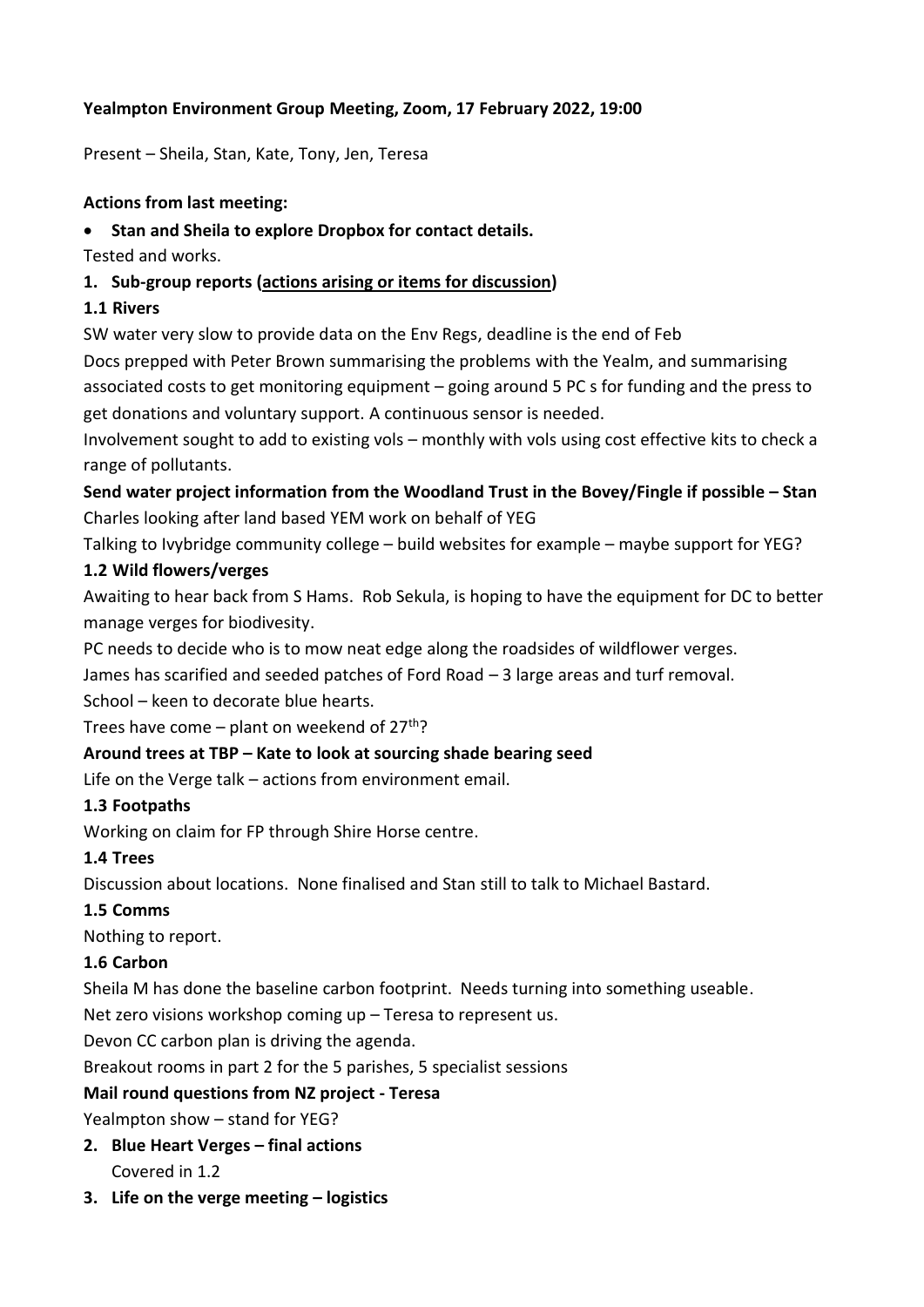**Yealmpton Environment Group Meeting, Zoom, 17 February 2022, 19:00**

Present – Sheila, Stan, Kate, Tony, Jen, Teresa

**Actions from last meeting:**

- **Stan and Sheila to explore Dropbox for contact details.**

Tested and works.

1. **Sub-group reports (actions arising or items for discussion)**

**1.1 Rivers**

SW water very slow to provide data on the Env Regs, deadline is the end of Feb

Docs prepped with Peter Brown summarising the problems with the Yealm, and summarising associated costs to get monitoring equipment – going around 5 PC s for funding and the press to get donations and voluntary support. A continuous sensor is needed.

Involvement sought to add to existing vols – monthly with vols using cost effective kits to check a range of pollutants.

**Send water project information from the Woodland Trust in the Bovey/Fingle if possible – Stan**

Charles looking after land based YEM work on behalf of YEG

Talking to Ivybridge community college – build websites for example – maybe support for YEG?

**1.2 Wild flowers/verges**

Awaiting to hear back from S Hams. Rob Sekula, is hoping to have the equipment for DC to better manage verges for biodivesity.

PC needs to decide who is to mow neat edge along the roadsides of wildflower verges.

James has scarified and seeded patches of Ford Road – 3 large areas and turf removal.

School – keen to decorate blue hearts.

Trees have come – plant on weekend of 27th?

**Around trees at TBP – Kate to look at sourcing shade bearing seed**

Life on the Verge talk – actions from environment email.

**1.3 Footpaths**

Working on claim for FP through Shire Horse centre.

**1.4 Trees**

Discussion about locations. None finalised and Stan still to talk to Michael Bastard.

**1.5 Comms**

Nothing to report.

**1.6 Carbon**

Sheila M has done the baseline carbon footprint. Needs turning into something useable.

Net zero visions workshop coming up – Teresa to represent us.

Devon CC carbon plan is driving the agenda.

Breakout rooms in part 2 for the 5 parishes, 5 specialist sessions

**Mail round questions from NZ project - Teresa**

Yealmpton show – stand for YEG?

2. **Blue Heart Verges – final actions**

   Covered in 1.2

3. **Life on the verge meeting – logistics**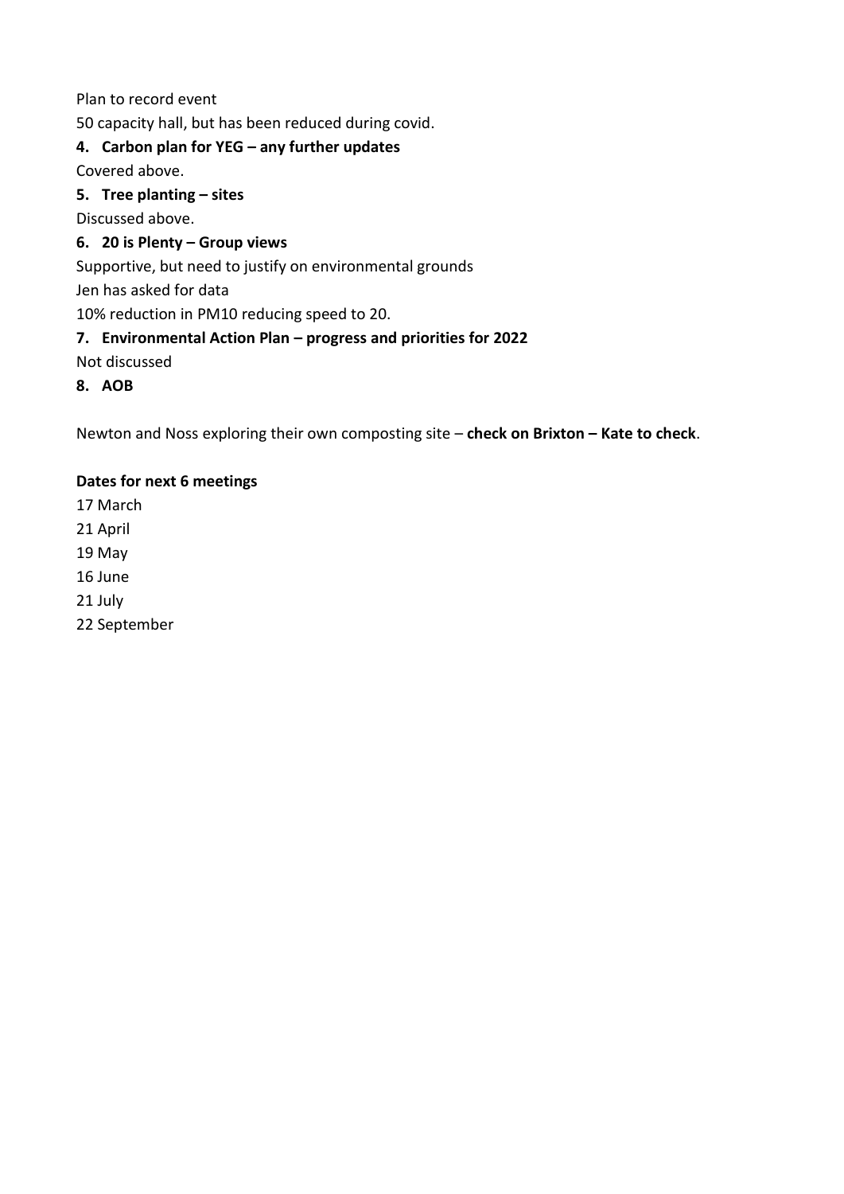Plan to record event

50 capacity hall, but has been reduced during covid.

4. **Carbon plan for YEG – any further updates**

Covered above.

5. **Tree planting – sites**

Discussed above.

6. **20 is Plenty – Group views**

Supportive, but need to justify on environmental grounds

Jen has asked for data

10% reduction in PM10 reducing speed to 20.

7. **Environmental Action Plan – progress and priorities for 2022**

Not discussed

8. **AOB**

Newton and Noss exploring their own composting site – **check on Brixton – Kate to check**.

**Dates for next 6 meetings**

17 March

21 April

19 May

16 June

21 July

22 September